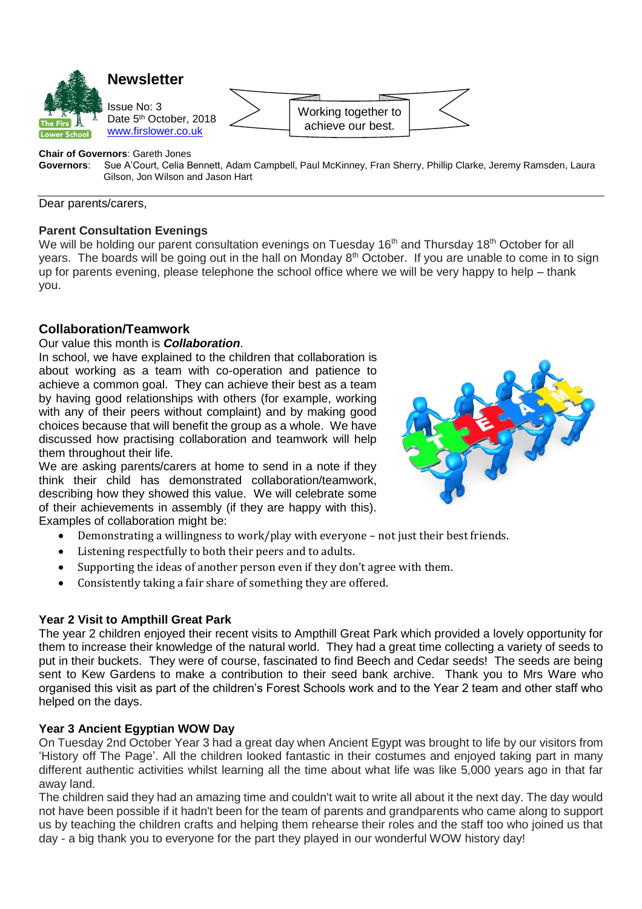# Newsletter

Issue No: 3
Date 5th October, 2018
www.firslower.co.uk

Working together to achieve our best.

**Chair of Governors**: Gareth Jones
**Governors**: Sue A'Court, Celia Bennett, Adam Campbell, Paul McKinney, Fran Sherry, Phillip Clarke, Jeremy Ramsden, Laura Gilson, Jon Wilson and Jason Hart

---

Dear parents/carers,

### Parent Consultation Evenings

We will be holding our parent consultation evenings on Tuesday 16th and Thursday 18th October for all years. The boards will be going out in the hall on Monday 8th October. If you are unable to come in to sign up for parents evening, please telephone the school office where we will be very happy to help – thank you.

## Collaboration/Teamwork

Our value this month is ***Collaboration***.

In school, we have explained to the children that collaboration is about working as a team with co-operation and patience to achieve a common goal. They can achieve their best as a team by having good relationships with others (for example, working with any of their peers without complaint) and by making good choices because that will benefit the group as a whole. We have discussed how practising collaboration and teamwork will help them throughout their life.

We are asking parents/carers at home to send in a note if they think their child has demonstrated collaboration/teamwork, describing how they showed this value. We will celebrate some of their achievements in assembly (if they are happy with this). Examples of collaboration might be:

- Demonstrating a willingness to work/play with everyone – not just their best friends.
- Listening respectfully to both their peers and to adults.
- Supporting the ideas of another person even if they don't agree with them.
- Consistently taking a fair share of something they are offered.

### Year 2 Visit to Ampthill Great Park

The year 2 children enjoyed their recent visits to Ampthill Great Park which provided a lovely opportunity for them to increase their knowledge of the natural world. They had a great time collecting a variety of seeds to put in their buckets. They were of course, fascinated to find Beech and Cedar seeds! The seeds are being sent to Kew Gardens to make a contribution to their seed bank archive. Thank you to Mrs Ware who organised this visit as part of the children's Forest Schools work and to the Year 2 team and other staff who helped on the days.

### Year 3 Ancient Egyptian WOW Day

On Tuesday 2nd October Year 3 had a great day when Ancient Egypt was brought to life by our visitors from 'History off The Page'. All the children looked fantastic in their costumes and enjoyed taking part in many different authentic activities whilst learning all the time about what life was like 5,000 years ago in that far away land.

The children said they had an amazing time and couldn't wait to write all about it the next day. The day would not have been possible if it hadn't been for the team of parents and grandparents who came along to support us by teaching the children crafts and helping them rehearse their roles and the staff too who joined us that day - a big thank you to everyone for the part they played in our wonderful WOW history day!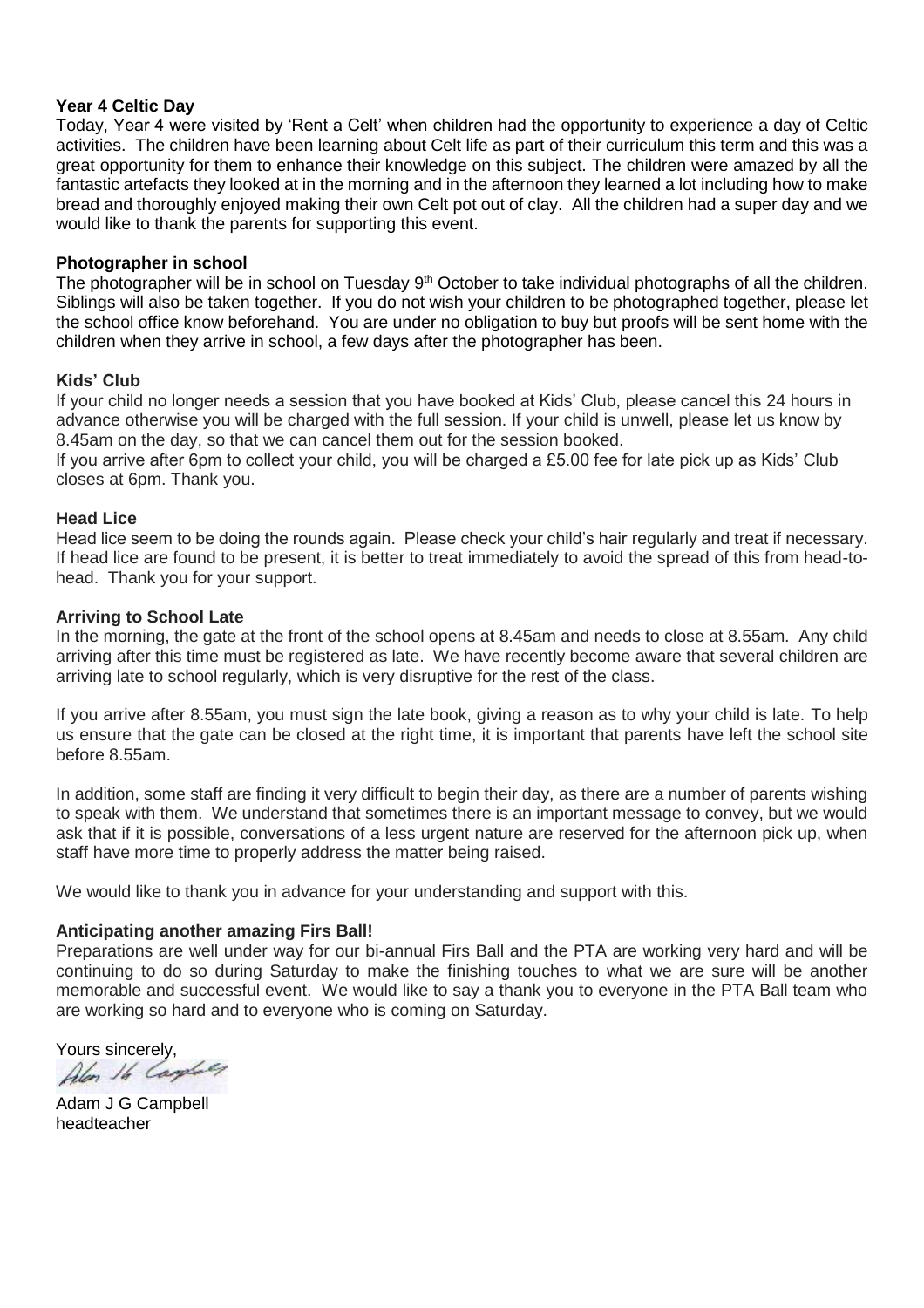**Year 4 Celtic Day**

Today, Year 4 were visited by 'Rent a Celt' when children had the opportunity to experience a day of Celtic activities. The children have been learning about Celt life as part of their curriculum this term and this was a great opportunity for them to enhance their knowledge on this subject. The children were amazed by all the fantastic artefacts they looked at in the morning and in the afternoon they learned a lot including how to make bread and thoroughly enjoyed making their own Celt pot out of clay. All the children had a super day and we would like to thank the parents for supporting this event.

**Photographer in school**

The photographer will be in school on Tuesday 9th October to take individual photographs of all the children. Siblings will also be taken together. If you do not wish your children to be photographed together, please let the school office know beforehand. You are under no obligation to buy but proofs will be sent home with the children when they arrive in school, a few days after the photographer has been.

**Kids' Club**

If your child no longer needs a session that you have booked at Kids' Club, please cancel this 24 hours in advance otherwise you will be charged with the full session. If your child is unwell, please let us know by 8.45am on the day, so that we can cancel them out for the session booked.

If you arrive after 6pm to collect your child, you will be charged a £5.00 fee for late pick up as Kids' Club closes at 6pm. Thank you.

**Head Lice**

Head lice seem to be doing the rounds again. Please check your child's hair regularly and treat if necessary. If head lice are found to be present, it is better to treat immediately to avoid the spread of this from head-to-head. Thank you for your support.

**Arriving to School Late**

In the morning, the gate at the front of the school opens at 8.45am and needs to close at 8.55am. Any child arriving after this time must be registered as late. We have recently become aware that several children are arriving late to school regularly, which is very disruptive for the rest of the class.

If you arrive after 8.55am, you must sign the late book, giving a reason as to why your child is late. To help us ensure that the gate can be closed at the right time, it is important that parents have left the school site before 8.55am.

In addition, some staff are finding it very difficult to begin their day, as there are a number of parents wishing to speak with them. We understand that sometimes there is an important message to convey, but we would ask that if it is possible, conversations of a less urgent nature are reserved for the afternoon pick up, when staff have more time to properly address the matter being raised.

We would like to thank you in advance for your understanding and support with this.

**Anticipating another amazing Firs Ball!**

Preparations are well under way for our bi-annual Firs Ball and the PTA are working very hard and will be continuing to do so during Saturday to make the finishing touches to what we are sure will be another memorable and successful event. We would like to say a thank you to everyone in the PTA Ball team who are working so hard and to everyone who is coming on Saturday.

Yours sincerely,

Adam J G Campbell
headteacher